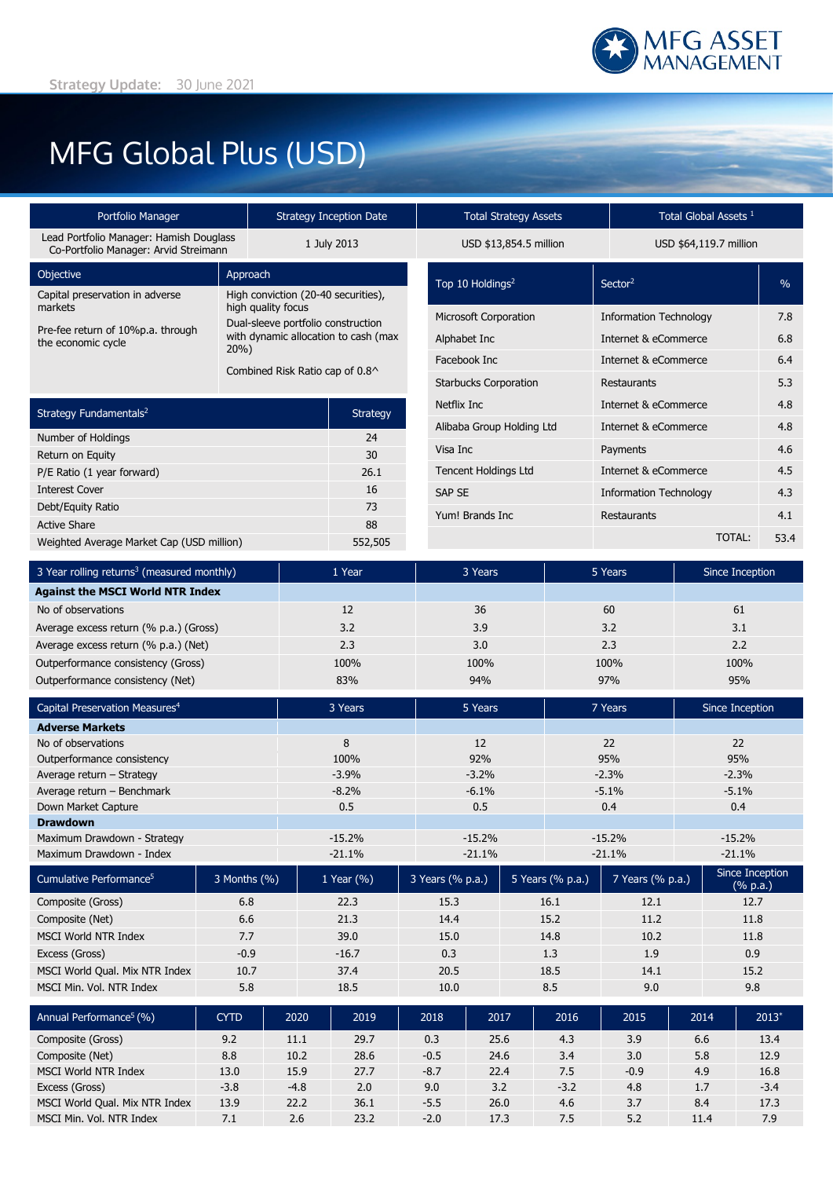Strategy Update: 30 June 2021

MFG ASSET MANAGEMENT

# MFG Global Plus (USD)

| Portfolio Manager | Strategy Inception Date | Total Strategy Assets | Total Global Assets [1] |
|---|---|---|---|
| Lead Portfolio Manager: Hamish Douglass<br>Co-Portfolio Manager: Arvid Streimann | 1 July 2013 | USD $13,854.5 million | USD $64,119.7 million |

| Objective | Approach |
|---|---|
| Capital preservation in adverse markets<br><br>Pre-fee return of 10%p.a. through the economic cycle | High conviction (20-40 securities), high quality focus<br>Dual-sleeve portfolio construction with dynamic allocation to cash (max 20%)<br><br>Combined Risk Ratio cap of 0.8^ |

| Strategy Fundamentals[2] | Strategy |
|---|---|
| Number of Holdings | 24 |
| Return on Equity | 30 |
| P/E Ratio (1 year forward) | 26.1 |
| Interest Cover | 16 |
| Debt/Equity Ratio | 73 |
| Active Share | 88 |
| Weighted Average Market Cap (USD million) | 552,505 |

| Top 10 Holdings[2] | Sector[2] | % |
|---|---|---|
| Microsoft Corporation | Information Technology | 7.8 |
| Alphabet Inc | Internet & eCommerce | 6.8 |
| Facebook Inc | Internet & eCommerce | 6.4 |
| Starbucks Corporation | Restaurants | 5.3 |
| Netflix Inc | Internet & eCommerce | 4.8 |
| Alibaba Group Holding Ltd | Internet & eCommerce | 4.8 |
| Visa Inc | Payments | 4.6 |
| Tencent Holdings Ltd | Internet & eCommerce | 4.5 |
| SAP SE | Information Technology | 4.3 |
| Yum! Brands Inc | Restaurants | 4.1 |
| | TOTAL: | 53.4 |

| 3 Year rolling returns[3] (measured monthly) | 1 Year | 3 Years | 5 Years | Since Inception |
|---|---|---|---|---|
| **Against the MSCI World NTR Index** | | | | |
| No of observations | 12 | 36 | 60 | 61 |
| Average excess return (% p.a.) (Gross) | 3.2 | 3.9 | 3.2 | 3.1 |
| Average excess return (% p.a.) (Net) | 2.3 | 3.0 | 2.3 | 2.2 |
| Outperformance consistency (Gross) | 100% | 100% | 100% | 100% |
| Outperformance consistency (Net) | 83% | 94% | 97% | 95% |

| Capital Preservation Measures[4] | 3 Years | 5 Years | 7 Years | Since Inception |
|---|---|---|---|---|
| **Adverse Markets** | | | | |
| No of observations | 8 | 12 | 22 | 22 |
| Outperformance consistency | 100% | 92% | 95% | 95% |
| Average return – Strategy | -3.9% | -3.2% | -2.3% | -2.3% |
| Average return – Benchmark | -8.2% | -6.1% | -5.1% | -5.1% |
| Down Market Capture | 0.5 | 0.5 | 0.4 | 0.4 |
| **Drawdown** | | | | |
| Maximum Drawdown - Strategy | -15.2% | -15.2% | -15.2% | -15.2% |
| Maximum Drawdown - Index | -21.1% | -21.1% | -21.1% | -21.1% |

| Cumulative Performance[5] | 3 Months (%) | 1 Year (%) | 3 Years (% p.a.) | 5 Years (% p.a.) | 7 Years (% p.a.) | Since Inception (% p.a.) |
|---|---|---|---|---|---|---|
| Composite (Gross) | 6.8 | 22.3 | 15.3 | 16.1 | 12.1 | 12.7 |
| Composite (Net) | 6.6 | 21.3 | 14.4 | 15.2 | 11.2 | 11.8 |
| MSCI World NTR Index | 7.7 | 39.0 | 15.0 | 14.8 | 10.2 | 11.8 |
| Excess (Gross) | -0.9 | -16.7 | 0.3 | 1.3 | 1.9 | 0.9 |
| MSCI World Qual. Mix NTR Index | 10.7 | 37.4 | 20.5 | 18.5 | 14.1 | 15.2 |
| MSCI Min. Vol. NTR Index | 5.8 | 18.5 | 10.0 | 8.5 | 9.0 | 9.8 |

| Annual Performance[5] (%) | CYTD | 2020 | 2019 | 2018 | 2017 | 2016 | 2015 | 2014 | 2013* |
|---|---|---|---|---|---|---|---|---|---|
| Composite (Gross) | 9.2 | 11.1 | 29.7 | 0.3 | 25.6 | 4.3 | 3.9 | 6.6 | 13.4 |
| Composite (Net) | 8.8 | 10.2 | 28.6 | -0.5 | 24.6 | 3.4 | 3.0 | 5.8 | 12.9 |
| MSCI World NTR Index | 13.0 | 15.9 | 27.7 | -8.7 | 22.4 | 7.5 | -0.9 | 4.9 | 16.8 |
| Excess (Gross) | -3.8 | -4.8 | 2.0 | 9.0 | 3.2 | -3.2 | 4.8 | 1.7 | -3.4 |
| MSCI World Qual. Mix NTR Index | 13.9 | 22.2 | 36.1 | -5.5 | 26.0 | 4.6 | 3.7 | 8.4 | 17.3 |
| MSCI Min. Vol. NTR Index | 7.1 | 2.6 | 23.2 | -2.0 | 17.3 | 7.5 | 5.2 | 11.4 | 7.9 |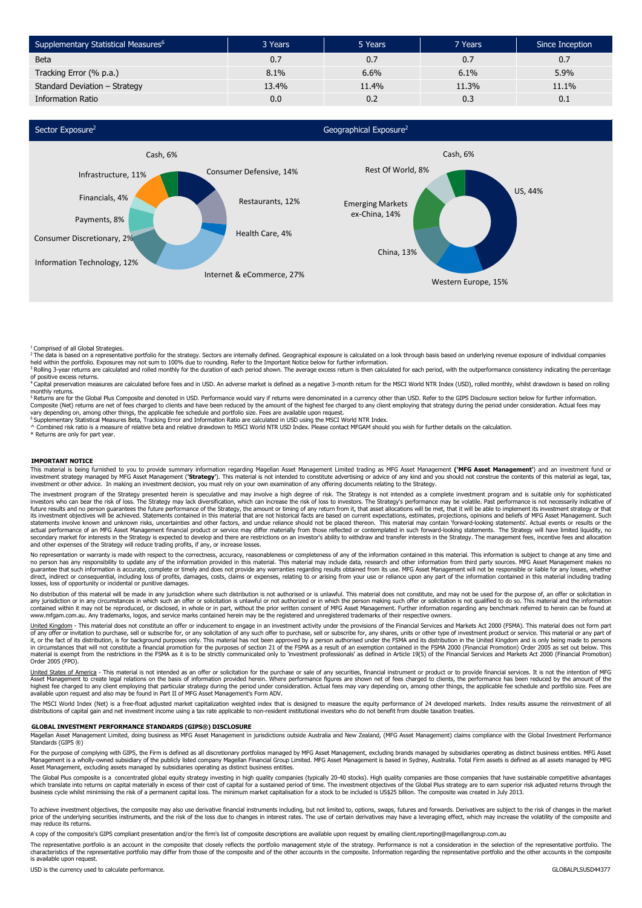| Supplementary Statistical Measures[6] | 3 Years | 5 Years | 7 Years | Since Inception |
|---|---|---|---|---|
| Beta | 0.7 | 0.7 | 0.7 | 0.7 |
| Tracking Error (% p.a.) | 8.1% | 6.6% | 6.1% | 5.9% |
| Standard Deviation – Strategy | 13.4% | 11.4% | 11.3% | 11.1% |
| Information Ratio | 0.0 | 0.2 | 0.3 | 0.1 |

## Sector Exposure[2]

- Consumer Defensive, 14%
- Restaurants, 12%
- Health Care, 4%
- Internet & eCommerce, 27%
- Information Technology, 12%
- Consumer Discretionary, 2%
- Payments, 8%
- Financials, 4%
- Infrastructure, 11%
- Cash, 6%

## Geographical Exposure[2]

- US, 44%
- Western Europe, 15%
- China, 13%
- Emerging Markets ex-China, 14%
- Rest Of World, 8%
- Cash, 6%

[1] Comprised of all Global Strategies.
[2] The data is based on a representative portfolio for the strategy. Sectors are internally defined. Geographical exposure is calculated on a look through basis based on underlying revenue exposure of individual companies held within the portfolio. Exposures may not sum to 100% due to rounding. Refer to the Important Notice below for further information.
[3] Rolling 3-year returns are calculated and rolled monthly for the duration of each period shown. The average excess return is then calculated for each period, with the outperformance consistency indicating the percentage of positive excess returns.
[4] Capital preservation measures are calculated before fees and in USD. An adverse market is defined as a negative 3-month return for the MSCI World NTR Index (USD), rolled monthly, whilst drawdown is based on rolling monthly returns.
[5] Returns are for the Global Plus Composite and denoted in USD. Performance would vary if returns were denominated in a currency other than USD. Refer to the GIPS Disclosure section below for further information. Composite (Net) returns are net of fees charged to clients and have been reduced by the amount of the highest fee charged to any client employing that strategy during the period under consideration. Actual fees may vary depending on, among other things, the applicable fee schedule and portfolio size. Fees are available upon request.
[6] Supplementary Statistical Measures Beta, Tracking Error and Information Ratio are calculated in USD using the MSCI World NTR Index.
^ Combined risk ratio is a measure of relative beta and relative drawdown to MSCI World NTR USD Index. Please contact MFGAM should you wish for further details on the calculation.
* Returns are only for part year.

### IMPORTANT NOTICE

This material is being furnished to you to provide summary information regarding Magellan Asset Management Limited trading as MFG Asset Management (**'MFG Asset Management'**) and an investment fund or investment strategy managed by MFG Asset Management (**'Strategy'**). This material is not intended to constitute advertising or advice of any kind and you should not construe the contents of this material as legal, tax, investment or other advice. In making an investment decision, you must rely on your own examination of any offering documents relating to the Strategy.

The investment program of the Strategy presented herein is speculative and may involve a high degree of risk. The Strategy is not intended as a complete investment program and is suitable only for sophisticated investors who can bear the risk of loss. The Strategy may lack diversification, which can increase the risk of loss to investors. The Strategy's performance may be volatile. Past performance is not necessarily indicative of future results and no person guarantees the future performance of the Strategy, the amount or timing of any return from it, that asset allocations will be met, that it will be able to implement its investment strategy or that its investment objectives will be achieved. Statements contained in this material that are not historical facts are based on current expectations, estimates, projections, opinions and beliefs of MFG Asset Management. Such statements involve known and unknown risks, uncertainties and other factors, and undue reliance should not be placed thereon. This material may contain 'forward-looking statements'. Actual events or results or the actual performance of an MFG Asset Management financial product or service may differ materially from those reflected or contemplated in such forward-looking statements. The Strategy will have limited liquidity, no secondary market for interests in the Strategy is expected to develop and there are restrictions on an investor's ability to withdraw and transfer interests in the Strategy. The management fees, incentive fees and allocation and other expenses of the Strategy will reduce trading profits, if any, or increase losses.

No representation or warranty is made with respect to the correctness, accuracy, reasonableness or completeness of any of the information contained in this material. This information is subject to change at any time and no person has any responsibility to update any of the information provided in this material. This material may include data, research and other information from third party sources. MFG Asset Management makes no guarantee that such information is accurate, complete or timely and does not provide any warranties regarding results obtained from its use. MFG Asset Management will not be responsible or liable for any losses, whether direct, indirect or consequential, including loss of profits, damages, costs, claims or expenses, relating to or arising from your use or reliance upon any part of the information contained in this material including trading losses, loss of opportunity or incidental or punitive damages.

No distribution of this material will be made in any jurisdiction where such distribution is not authorised or is unlawful. This material does not constitute, and may not be used for the purpose of, an offer or solicitation in any jurisdiction or in any circumstances in which such an offer or solicitation is unlawful or not authorized or in which the person making such offer or solicitation is not qualified to do so. This material and the information contained within it may not be reproduced, or disclosed, in whole or in part, without the prior written consent of MFG Asset Management. Further information regarding any benchmark referred to herein can be found at www.mfgam.com.au. Any trademarks, logos, and service marks contained herein may be the registered and unregistered trademarks of their respective owners.

United Kingdom - This material does not constitute an offer or inducement to engage in an investment activity under the provisions of the Financial Services and Markets Act 2000 (FSMA). This material does not form part of any offer or invitation to purchase, sell or subscribe for, or any solicitation of any such offer to purchase, sell or subscribe for, any shares, units or other type of investment product or service. This material or any part of it, or the fact of its distribution, is for background purposes only. This material has not been approved by a person authorised under the FSMA and its distribution in the United Kingdom and is only being made to persons in circumstances that will not constitute a financial promotion for the purposes of section 21 of the FSMA as a result of an exemption contained in the FSMA 2000 (Financial Promotion) Order 2005 as set out below. This material is exempt from the restrictions in the FSMA as it is to be strictly communicated only to 'investment professionals' as defined in Article 19(5) of the Financial Services and Markets Act 2000 (Financial Promotion) Order 2005 (FPO).

United States of America - This material is not intended as an offer or solicitation for the purchase or sale of any securities, financial instrument or product or to provide financial services. It is not the intention of MFG Asset Management to create legal relations on the basis of information provided herein. Where performance figures are shown net of fees charged to clients, the performance has been reduced by the amount of the highest fee charged to any client employing that particular strategy during the period under consideration. Actual fees may vary depending on, among other things, the applicable fee schedule and portfolio size. Fees are available upon request and also may be found in Part II of MFG Asset Management's Form ADV.

The MSCI World Index (Net) is a free-float adjusted market capitalization weighted index that is designed to measure the equity performance of 24 developed markets. Index results assume the reinvestment of all distributions of capital gain and net investment income using a tax rate applicable to non-resident institutional investors who do not benefit from double taxation treaties.

### GLOBAL INVESTMENT PERFORMANCE STANDARDS (GIPS®) DISCLOSURE

Magellan Asset Management Limited, doing business as MFG Asset Management in jurisdictions outside Australia and New Zealand, (MFG Asset Management) claims compliance with the Global Investment Performance Standards (GIPS ®)

For the purpose of complying with GIPS, the Firm is defined as all discretionary portfolios managed by MFG Asset Management, excluding brands managed by subsidiaries operating as distinct business entities. MFG Asset Management is a wholly-owned subsidiary of the publicly listed company Magellan Financial Group Limited. MFG Asset Management is based in Sydney, Australia. Total Firm assets is defined as all assets managed by MFG Asset Management, excluding assets managed by subsidiaries operating as distinct business entities.

The Global Plus composite is a concentrated global equity strategy investing in high quality companies (typically 20-40 stocks). High quality companies are those companies that have sustainable competitive advantages which translate into returns on capital materially in excess of their cost of capital for a sustained period of time. The investment objectives of the Global Plus strategy are to earn superior risk adjusted returns through the business cycle whilst minimising the risk of a permanent capital loss. The minimum market capitalisation for a stock to be included is US$25 billion. The composite was created in July 2013.

To achieve investment objectives, the composite may also use derivative financial instruments including, but not limited to, options, swaps, futures and forwards. Derivatives are subject to the risk of changes in the market price of the underlying securities instruments, and the risk of the loss due to changes in interest rates. The use of certain derivatives may have a leveraging effect, which may increase the volatility of the composite and may reduce its returns.

A copy of the composite's GIPS compliant presentation and/or the firm's list of composite descriptions are available upon request by emailing client.reporting@magellangroup.com.au

The representative portfolio is an account in the composite that closely reflects the portfolio management style of the strategy. Performance is not a consideration in the selection of the representative portfolio. The characteristics of the representative portfolio may differ from those of the composite and of the other accounts in the composite. Information regarding the representative portfolio and the other accounts in the composite is available upon request.

USD is the currency used to calculate performance.

GLOBALPLSUSD44377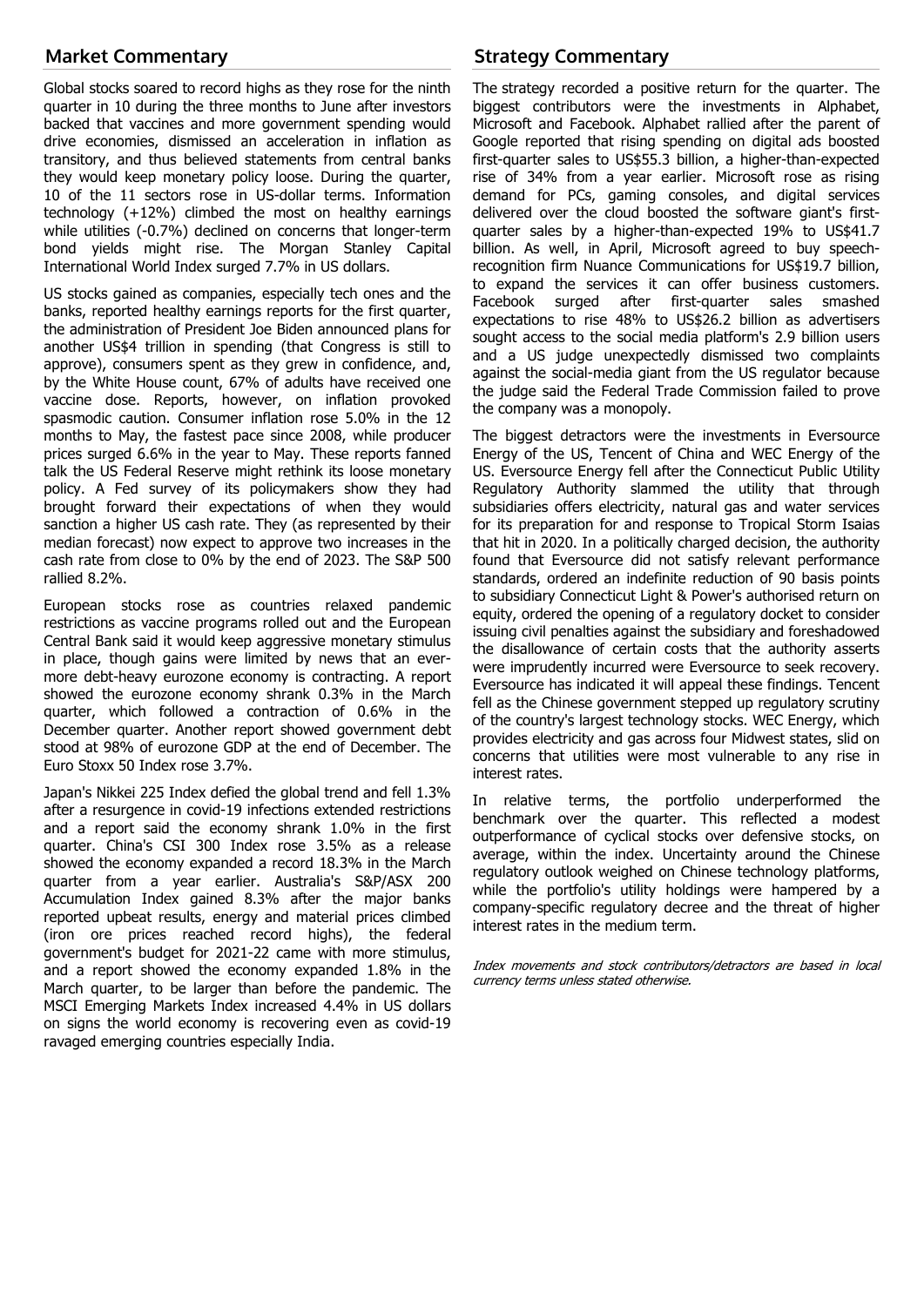## Market Commentary

Global stocks soared to record highs as they rose for the ninth quarter in 10 during the three months to June after investors backed that vaccines and more government spending would drive economies, dismissed an acceleration in inflation as transitory, and thus believed statements from central banks they would keep monetary policy loose. During the quarter, 10 of the 11 sectors rose in US-dollar terms. Information technology (+12%) climbed the most on healthy earnings while utilities (-0.7%) declined on concerns that longer-term bond yields might rise. The Morgan Stanley Capital International World Index surged 7.7% in US dollars.

US stocks gained as companies, especially tech ones and the banks, reported healthy earnings reports for the first quarter, the administration of President Joe Biden announced plans for another US$4 trillion in spending (that Congress is still to approve), consumers spent as they grew in confidence, and, by the White House count, 67% of adults have received one vaccine dose. Reports, however, on inflation provoked spasmodic caution. Consumer inflation rose 5.0% in the 12 months to May, the fastest pace since 2008, while producer prices surged 6.6% in the year to May. These reports fanned talk the US Federal Reserve might rethink its loose monetary policy. A Fed survey of its policymakers show they had brought forward their expectations of when they would sanction a higher US cash rate. They (as represented by their median forecast) now expect to approve two increases in the cash rate from close to 0% by the end of 2023. The S&P 500 rallied 8.2%.

European stocks rose as countries relaxed pandemic restrictions as vaccine programs rolled out and the European Central Bank said it would keep aggressive monetary stimulus in place, though gains were limited by news that an ever-more debt-heavy eurozone economy is contracting. A report showed the eurozone economy shrank 0.3% in the March quarter, which followed a contraction of 0.6% in the December quarter. Another report showed government debt stood at 98% of eurozone GDP at the end of December. The Euro Stoxx 50 Index rose 3.7%.

Japan's Nikkei 225 Index defied the global trend and fell 1.3% after a resurgence in covid-19 infections extended restrictions and a report said the economy shrank 1.0% in the first quarter. China's CSI 300 Index rose 3.5% as a release showed the economy expanded a record 18.3% in the March quarter from a year earlier. Australia's S&P/ASX 200 Accumulation Index gained 8.3% after the major banks reported upbeat results, energy and material prices climbed (iron ore prices reached record highs), the federal government's budget for 2021-22 came with more stimulus, and a report showed the economy expanded 1.8% in the March quarter, to be larger than before the pandemic. The MSCI Emerging Markets Index increased 4.4% in US dollars on signs the world economy is recovering even as covid-19 ravaged emerging countries especially India.

## Strategy Commentary

The strategy recorded a positive return for the quarter. The biggest contributors were the investments in Alphabet, Microsoft and Facebook. Alphabet rallied after the parent of Google reported that rising spending on digital ads boosted first-quarter sales to US$55.3 billion, a higher-than-expected rise of 34% from a year earlier. Microsoft rose as rising demand for PCs, gaming consoles, and digital services delivered over the cloud boosted the software giant's first-quarter sales by a higher-than-expected 19% to US$41.7 billion. As well, in April, Microsoft agreed to buy speech-recognition firm Nuance Communications for US$19.7 billion, to expand the services it can offer business customers. Facebook surged after first-quarter sales smashed expectations to rise 48% to US$26.2 billion as advertisers sought access to the social media platform's 2.9 billion users and a US judge unexpectedly dismissed two complaints against the social-media giant from the US regulator because the judge said the Federal Trade Commission failed to prove the company was a monopoly.

The biggest detractors were the investments in Eversource Energy of the US, Tencent of China and WEC Energy of the US. Eversource Energy fell after the Connecticut Public Utility Regulatory Authority slammed the utility that through subsidiaries offers electricity, natural gas and water services for its preparation for and response to Tropical Storm Isaias that hit in 2020. In a politically charged decision, the authority found that Eversource did not satisfy relevant performance standards, ordered an indefinite reduction of 90 basis points to subsidiary Connecticut Light & Power's authorised return on equity, ordered the opening of a regulatory docket to consider issuing civil penalties against the subsidiary and foreshadowed the disallowance of certain costs that the authority asserts were imprudently incurred were Eversource to seek recovery. Eversource has indicated it will appeal these findings. Tencent fell as the Chinese government stepped up regulatory scrutiny of the country's largest technology stocks. WEC Energy, which provides electricity and gas across four Midwest states, slid on concerns that utilities were most vulnerable to any rise in interest rates.

In relative terms, the portfolio underperformed the benchmark over the quarter. This reflected a modest outperformance of cyclical stocks over defensive stocks, on average, within the index. Uncertainty around the Chinese regulatory outlook weighed on Chinese technology platforms, while the portfolio's utility holdings were hampered by a company-specific regulatory decree and the threat of higher interest rates in the medium term.

*Index movements and stock contributors/detractors are based in local currency terms unless stated otherwise.*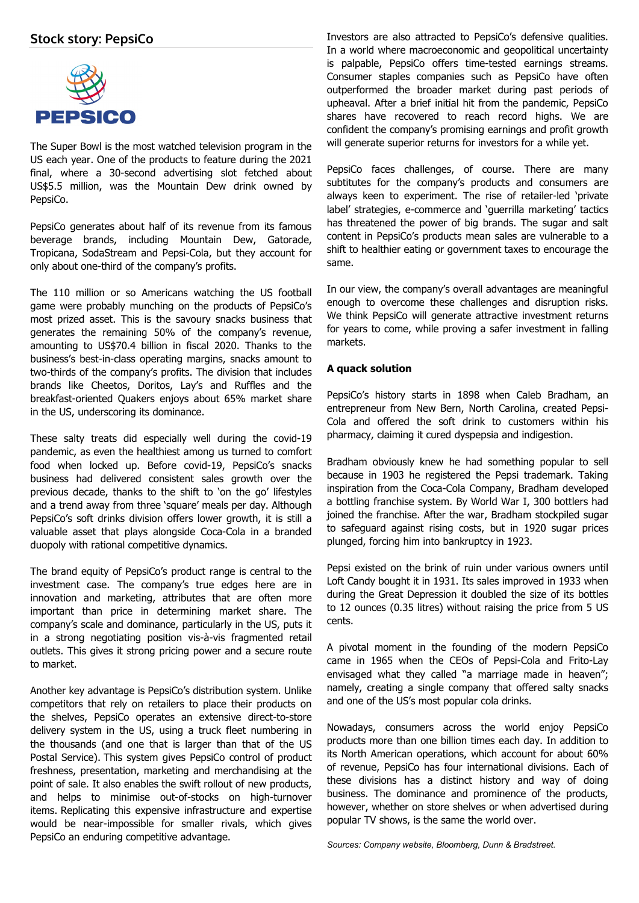## Stock story: PepsiCo

The Super Bowl is the most watched television program in the US each year. One of the products to feature during the 2021 final, where a 30-second advertising slot fetched about US$5.5 million, was the Mountain Dew drink owned by PepsiCo.

PepsiCo generates about half of its revenue from its famous beverage brands, including Mountain Dew, Gatorade, Tropicana, SodaStream and Pepsi-Cola, but they account for only about one-third of the company's profits.

The 110 million or so Americans watching the US football game were probably munching on the products of PepsiCo's most prized asset. This is the savoury snacks business that generates the remaining 50% of the company's revenue, amounting to US$70.4 billion in fiscal 2020. Thanks to the business's best-in-class operating margins, snacks amount to two-thirds of the company's profits. The division that includes brands like Cheetos, Doritos, Lay's and Ruffles and the breakfast-oriented Quakers enjoys about 65% market share in the US, underscoring its dominance.

These salty treats did especially well during the covid-19 pandemic, as even the healthiest among us turned to comfort food when locked up. Before covid-19, PepsiCo's snacks business had delivered consistent sales growth over the previous decade, thanks to the shift to 'on the go' lifestyles and a trend away from three 'square' meals per day. Although PepsiCo's soft drinks division offers lower growth, it is still a valuable asset that plays alongside Coca-Cola in a branded duopoly with rational competitive dynamics.

The brand equity of PepsiCo's product range is central to the investment case. The company's true edges here are in innovation and marketing, attributes that are often more important than price in determining market share. The company's scale and dominance, particularly in the US, puts it in a strong negotiating position vis-à-vis fragmented retail outlets. This gives it strong pricing power and a secure route to market.

Another key advantage is PepsiCo's distribution system. Unlike competitors that rely on retailers to place their products on the shelves, PepsiCo operates an extensive direct-to-store delivery system in the US, using a truck fleet numbering in the thousands (and one that is larger than that of the US Postal Service). This system gives PepsiCo control of product freshness, presentation, marketing and merchandising at the point of sale. It also enables the swift rollout of new products, and helps to minimise out-of-stocks on high-turnover items. Replicating this expensive infrastructure and expertise would be near-impossible for smaller rivals, which gives PepsiCo an enduring competitive advantage.

Investors are also attracted to PepsiCo's defensive qualities. In a world where macroeconomic and geopolitical uncertainty is palpable, PepsiCo offers time-tested earnings streams. Consumer staples companies such as PepsiCo have often outperformed the broader market during past periods of upheaval. After a brief initial hit from the pandemic, PepsiCo shares have recovered to reach record highs. We are confident the company's promising earnings and profit growth will generate superior returns for investors for a while yet.

PepsiCo faces challenges, of course. There are many subtitutes for the company's products and consumers are always keen to experiment. The rise of retailer-led 'private label' strategies, e-commerce and 'guerrilla marketing' tactics has threatened the power of big brands. The sugar and salt content in PepsiCo's products mean sales are vulnerable to a shift to healthier eating or government taxes to encourage the same.

In our view, the company's overall advantages are meaningful enough to overcome these challenges and disruption risks. We think PepsiCo will generate attractive investment returns for years to come, while proving a safer investment in falling markets.

**A quack solution**

PepsiCo's history starts in 1898 when Caleb Bradham, an entrepreneur from New Bern, North Carolina, created Pepsi-Cola and offered the soft drink to customers within his pharmacy, claiming it cured dyspepsia and indigestion.

Bradham obviously knew he had something popular to sell because in 1903 he registered the Pepsi trademark. Taking inspiration from the Coca-Cola Company, Bradham developed a bottling franchise system. By World War I, 300 bottlers had joined the franchise. After the war, Bradham stockpiled sugar to safeguard against rising costs, but in 1920 sugar prices plunged, forcing him into bankruptcy in 1923.

Pepsi existed on the brink of ruin under various owners until Loft Candy bought it in 1931. Its sales improved in 1933 when during the Great Depression it doubled the size of its bottles to 12 ounces (0.35 litres) without raising the price from 5 US cents.

A pivotal moment in the founding of the modern PepsiCo came in 1965 when the CEOs of Pepsi-Cola and Frito-Lay envisaged what they called "a marriage made in heaven"; namely, creating a single company that offered salty snacks and one of the US's most popular cola drinks.

Nowadays, consumers across the world enjoy PepsiCo products more than one billion times each day. In addition to its North American operations, which account for about 60% of revenue, PepsiCo has four international divisions. Each of these divisions has a distinct history and way of doing business. The dominance and prominence of the products, however, whether on store shelves or when advertised during popular TV shows, is the same the world over.

*Sources: Company website, Bloomberg, Dunn & Bradstreet.*